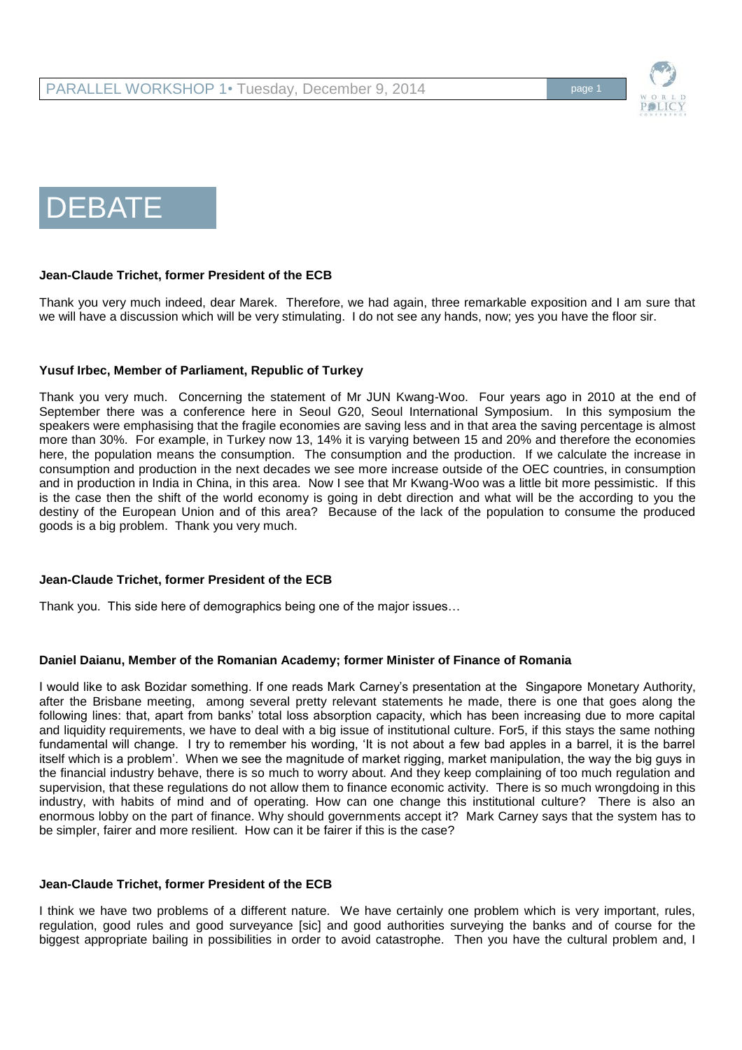# DEBATE

**Jean-Claude Trichet, former President of the ECB**

Thank you very much indeed, dear Marek. Therefore, we had again, three remarkable exposition and I am sure that we will have a discussion which will be very stimulating. I do not see any hands, now; yes you have the floor sir.

**Yusuf Irbec, Member of Parliament, Republic of Turkey**

Thank you very much. Concerning the statement of Mr JUN Kwang-Woo. Four years ago in 2010 at the end of September there was a conference here in Seoul G20, Seoul International Symposium. In this symposium the speakers were emphasising that the fragile economies are saving less and in that area the saving percentage is almost more than 30%. For example, in Turkey now 13, 14% it is varying between 15 and 20% and therefore the economies here, the population means the consumption. The consumption and the production. If we calculate the increase in consumption and production in the next decades we see more increase outside of the OEC countries, in consumption and in production in India in China, in this area. Now I see that Mr Kwang-Woo was a little bit more pessimistic. If this is the case then the shift of the world economy is going in debt direction and what will be the according to you the destiny of the European Union and of this area? Because of the lack of the population to consume the produced goods is a big problem. Thank you very much.

**Jean-Claude Trichet, former President of the ECB**

Thank you. This side here of demographics being one of the major issues…

**Daniel Daianu, Member of the Romanian Academy; former Minister of Finance of Romania**

I would like to ask Bozidar something. If one reads Mark Carney's presentation at the Singapore Monetary Authority, after the Brisbane meeting, among several pretty relevant statements he made, there is one that goes along the following lines: that, apart from banks' total loss absorption capacity, which has been increasing due to more capital and liquidity requirements, we have to deal with a big issue of institutional culture. For5, if this stays the same nothing fundamental will change. I try to remember his wording, 'It is not about a few bad apples in a barrel, it is the barrel itself which is a problem'. When we see the magnitude of market rigging, market manipulation, the way the big guys in the financial industry behave, there is so much to worry about. And they keep complaining of too much regulation and supervision, that these regulations do not allow them to finance economic activity. There is so much wrongdoing in this industry, with habits of mind and of operating. How can one change this institutional culture? There is also an enormous lobby on the part of finance. Why should governments accept it? Mark Carney says that the system has to be simpler, fairer and more resilient. How can it be fairer if this is the case?

**Jean-Claude Trichet, former President of the ECB**

I think we have two problems of a different nature. We have certainly one problem which is very important, rules, regulation, good rules and good surveyance [sic] and good authorities surveying the banks and of course for the biggest appropriate bailing in possibilities in order to avoid catastrophe. Then you have the cultural problem and, I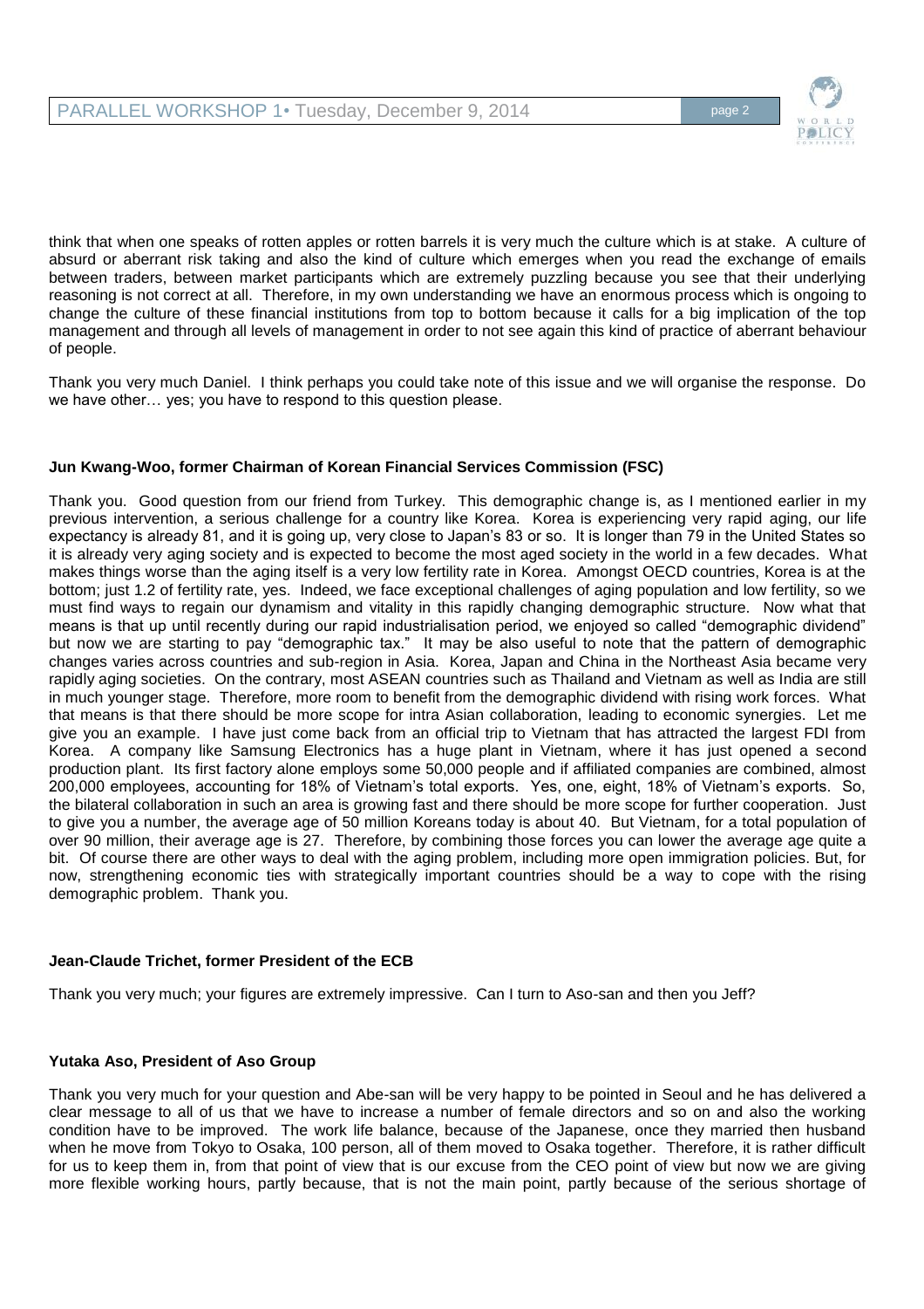think that when one speaks of rotten apples or rotten barrels it is very much the culture which is at stake. A culture of absurd or aberrant risk taking and also the kind of culture which emerges when you read the exchange of emails between traders, between market participants which are extremely puzzling because you see that their underlying reasoning is not correct at all. Therefore, in my own understanding we have an enormous process which is ongoing to change the culture of these financial institutions from top to bottom because it calls for a big implication of the top management and through all levels of management in order to not see again this kind of practice of aberrant behaviour of people.

Thank you very much Daniel. I think perhaps you could take note of this issue and we will organise the response. Do we have other… yes; you have to respond to this question please.

**Jun Kwang-Woo, former Chairman of Korean Financial Services Commission (FSC)**

Thank you. Good question from our friend from Turkey. This demographic change is, as I mentioned earlier in my previous intervention, a serious challenge for a country like Korea. Korea is experiencing very rapid aging, our life expectancy is already 81, and it is going up, very close to Japan's 83 or so. It is longer than 79 in the United States so it is already very aging society and is expected to become the most aged society in the world in a few decades. What makes things worse than the aging itself is a very low fertility rate in Korea. Amongst OECD countries, Korea is at the bottom; just 1.2 of fertility rate, yes. Indeed, we face exceptional challenges of aging population and low fertility, so we must find ways to regain our dynamism and vitality in this rapidly changing demographic structure. Now what that means is that up until recently during our rapid industrialisation period, we enjoyed so called "demographic dividend" but now we are starting to pay "demographic tax." It may be also useful to note that the pattern of demographic changes varies across countries and sub-region in Asia. Korea, Japan and China in the Northeast Asia became very rapidly aging societies. On the contrary, most ASEAN countries such as Thailand and Vietnam as well as India are still in much younger stage. Therefore, more room to benefit from the demographic dividend with rising work forces. What that means is that there should be more scope for intra Asian collaboration, leading to economic synergies. Let me give you an example. I have just come back from an official trip to Vietnam that has attracted the largest FDI from Korea. A company like Samsung Electronics has a huge plant in Vietnam, where it has just opened a second production plant. Its first factory alone employs some 50,000 people and if affiliated companies are combined, almost 200,000 employees, accounting for 18% of Vietnam's total exports. Yes, one, eight, 18% of Vietnam's exports. So, the bilateral collaboration in such an area is growing fast and there should be more scope for further cooperation. Just to give you a number, the average age of 50 million Koreans today is about 40. But Vietnam, for a total population of over 90 million, their average age is 27. Therefore, by combining those forces you can lower the average age quite a bit. Of course there are other ways to deal with the aging problem, including more open immigration policies. But, for now, strengthening economic ties with strategically important countries should be a way to cope with the rising demographic problem. Thank you.

**Jean-Claude Trichet, former President of the ECB**

Thank you very much; your figures are extremely impressive. Can I turn to Aso-san and then you Jeff?

**Yutaka Aso, President of Aso Group**

Thank you very much for your question and Abe-san will be very happy to be pointed in Seoul and he has delivered a clear message to all of us that we have to increase a number of female directors and so on and also the working condition have to be improved. The work life balance, because of the Japanese, once they married then husband when he move from Tokyo to Osaka, 100 person, all of them moved to Osaka together. Therefore, it is rather difficult for us to keep them in, from that point of view that is our excuse from the CEO point of view but now we are giving more flexible working hours, partly because, that is not the main point, partly because of the serious shortage of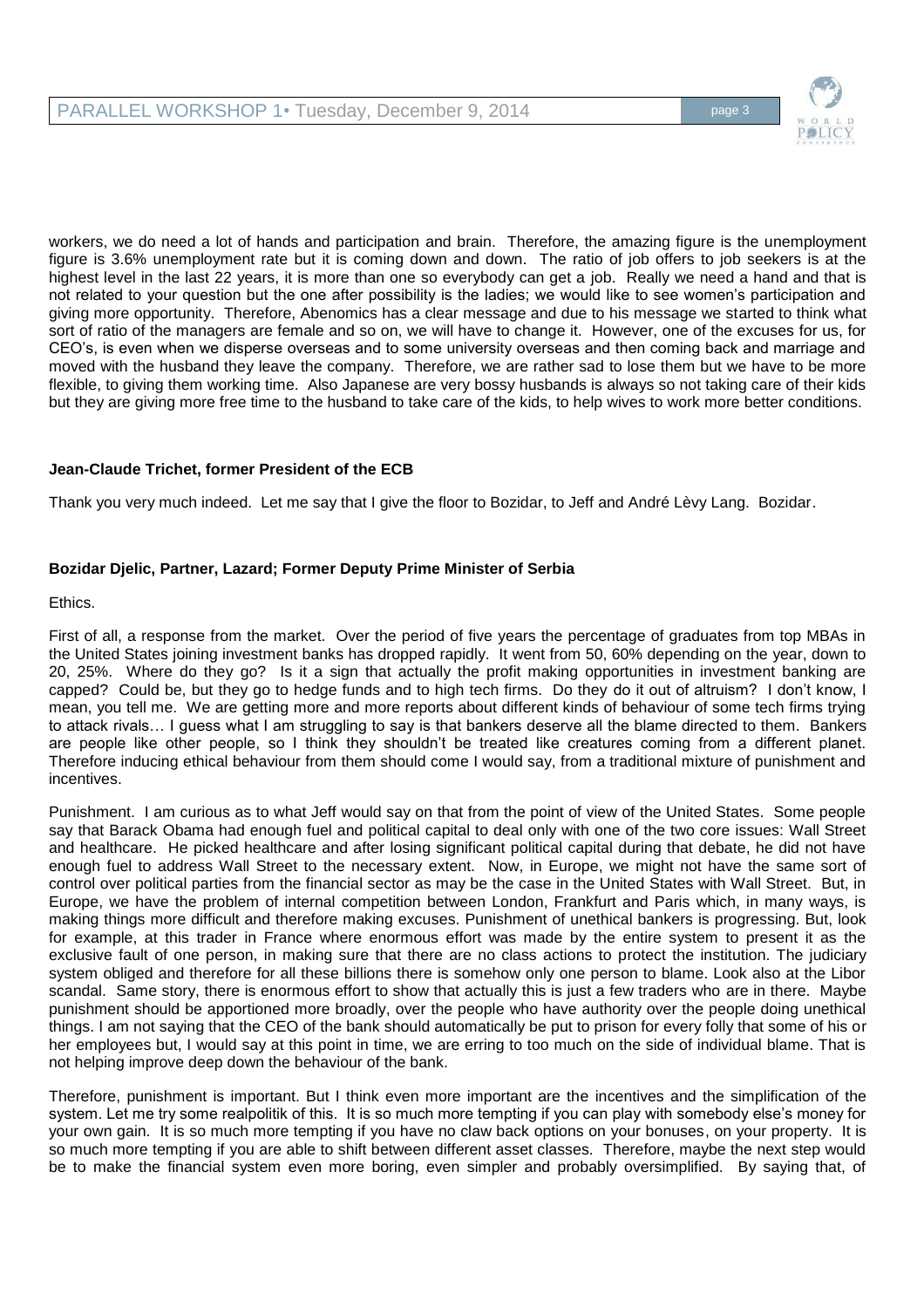workers, we do need a lot of hands and participation and brain. Therefore, the amazing figure is the unemployment figure is 3.6% unemployment rate but it is coming down and down. The ratio of job offers to job seekers is at the highest level in the last 22 years, it is more than one so everybody can get a job. Really we need a hand and that is not related to your question but the one after possibility is the ladies; we would like to see women's participation and giving more opportunity. Therefore, Abenomics has a clear message and due to his message we started to think what sort of ratio of the managers are female and so on, we will have to change it. However, one of the excuses for us, for CEO's, is even when we disperse overseas and to some university overseas and then coming back and marriage and moved with the husband they leave the company. Therefore, we are rather sad to lose them but we have to be more flexible, to giving them working time. Also Japanese are very bossy husbands is always so not taking care of their kids but they are giving more free time to the husband to take care of the kids, to help wives to work more better conditions.

**Jean-Claude Trichet, former President of the ECB**

Thank you very much indeed. Let me say that I give the floor to Bozidar, to Jeff and André Lèvy Lang. Bozidar.

**Bozidar Djelic, Partner, Lazard; Former Deputy Prime Minister of Serbia**

Ethics.

First of all, a response from the market. Over the period of five years the percentage of graduates from top MBAs in the United States joining investment banks has dropped rapidly. It went from 50, 60% depending on the year, down to 20, 25%. Where do they go? Is it a sign that actually the profit making opportunities in investment banking are capped? Could be, but they go to hedge funds and to high tech firms. Do they do it out of altruism? I don't know, I mean, you tell me. We are getting more and more reports about different kinds of behaviour of some tech firms trying to attack rivals… I guess what I am struggling to say is that bankers deserve all the blame directed to them. Bankers are people like other people, so I think they shouldn't be treated like creatures coming from a different planet. Therefore inducing ethical behaviour from them should come I would say, from a traditional mixture of punishment and incentives.

Punishment. I am curious as to what Jeff would say on that from the point of view of the United States. Some people say that Barack Obama had enough fuel and political capital to deal only with one of the two core issues: Wall Street and healthcare. He picked healthcare and after losing significant political capital during that debate, he did not have enough fuel to address Wall Street to the necessary extent. Now, in Europe, we might not have the same sort of control over political parties from the financial sector as may be the case in the United States with Wall Street. But, in Europe, we have the problem of internal competition between London, Frankfurt and Paris which, in many ways, is making things more difficult and therefore making excuses. Punishment of unethical bankers is progressing. But, look for example, at this trader in France where enormous effort was made by the entire system to present it as the exclusive fault of one person, in making sure that there are no class actions to protect the institution. The judiciary system obliged and therefore for all these billions there is somehow only one person to blame. Look also at the Libor scandal. Same story, there is enormous effort to show that actually this is just a few traders who are in there. Maybe punishment should be apportioned more broadly, over the people who have authority over the people doing unethical things. I am not saying that the CEO of the bank should automatically be put to prison for every folly that some of his or her employees but, I would say at this point in time, we are erring to too much on the side of individual blame. That is not helping improve deep down the behaviour of the bank.

Therefore, punishment is important. But I think even more important are the incentives and the simplification of the system. Let me try some realpolitik of this. It is so much more tempting if you can play with somebody else's money for your own gain. It is so much more tempting if you have no claw back options on your bonuses, on your property. It is so much more tempting if you are able to shift between different asset classes. Therefore, maybe the next step would be to make the financial system even more boring, even simpler and probably oversimplified. By saying that, of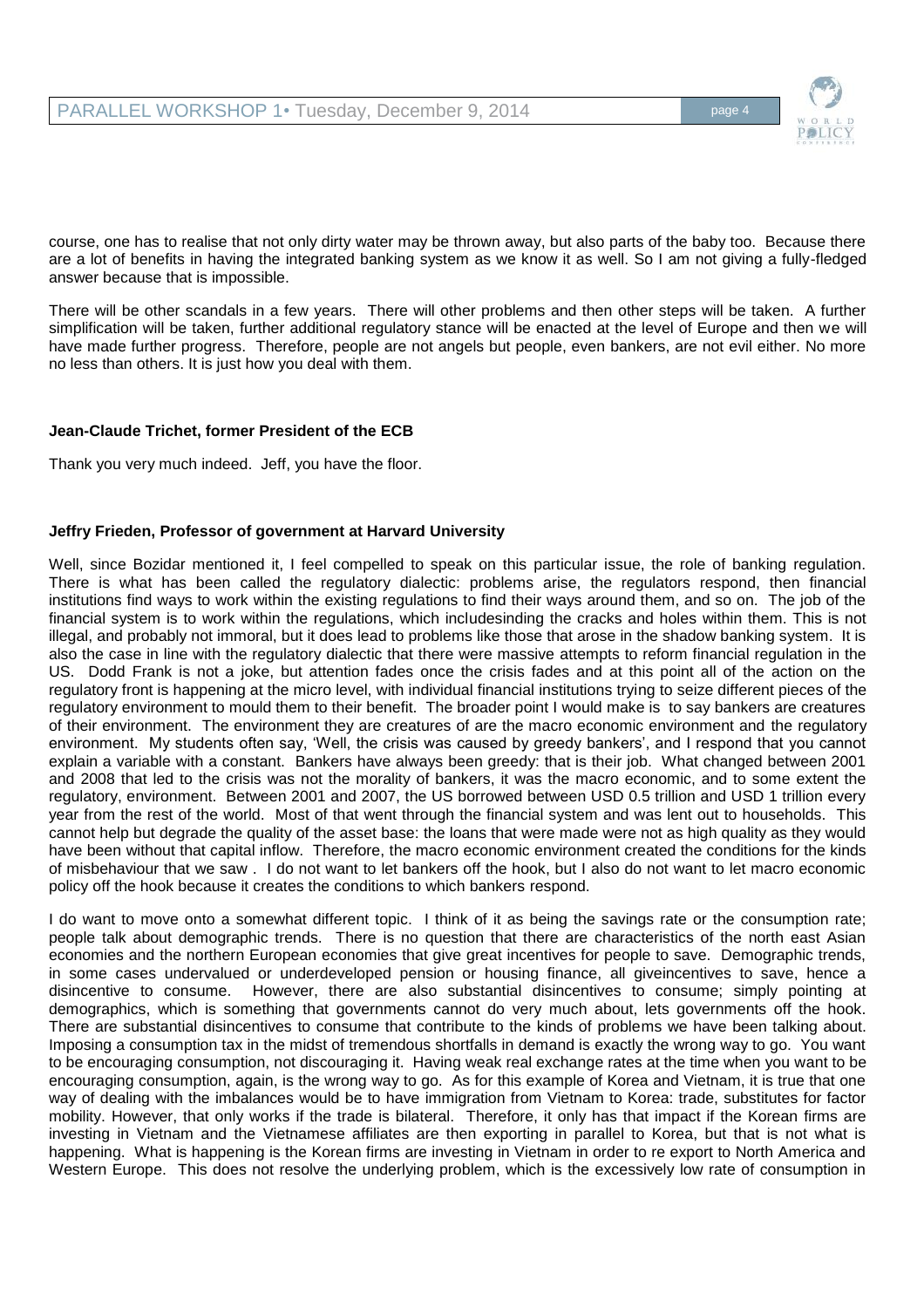course, one has to realise that not only dirty water may be thrown away, but also parts of the baby too. Because there are a lot of benefits in having the integrated banking system as we know it as well. So I am not giving a fully-fledged answer because that is impossible.

There will be other scandals in a few years. There will other problems and then other steps will be taken. A further simplification will be taken, further additional regulatory stance will be enacted at the level of Europe and then we will have made further progress. Therefore, people are not angels but people, even bankers, are not evil either. No more no less than others. It is just how you deal with them.

**Jean-Claude Trichet, former President of the ECB**

Thank you very much indeed. Jeff, you have the floor.

**Jeffry Frieden, Professor of government at Harvard University**

Well, since Bozidar mentioned it, I feel compelled to speak on this particular issue, the role of banking regulation. There is what has been called the regulatory dialectic: problems arise, the regulators respond, then financial institutions find ways to work within the existing regulations to find their ways around them, and so on. The job of the financial system is to work within the regulations, which includesinding the cracks and holes within them. This is not illegal, and probably not immoral, but it does lead to problems like those that arose in the shadow banking system. It is also the case in line with the regulatory dialectic that there were massive attempts to reform financial regulation in the US. Dodd Frank is not a joke, but attention fades once the crisis fades and at this point all of the action on the regulatory front is happening at the micro level, with individual financial institutions trying to seize different pieces of the regulatory environment to mould them to their benefit. The broader point I would make is to say bankers are creatures of their environment. The environment they are creatures of are the macro economic environment and the regulatory environment. My students often say, 'Well, the crisis was caused by greedy bankers', and I respond that you cannot explain a variable with a constant. Bankers have always been greedy: that is their job. What changed between 2001 and 2008 that led to the crisis was not the morality of bankers, it was the macro economic, and to some extent the regulatory, environment. Between 2001 and 2007, the US borrowed between USD 0.5 trillion and USD 1 trillion every year from the rest of the world. Most of that went through the financial system and was lent out to households. This cannot help but degrade the quality of the asset base: the loans that were made were not as high quality as they would have been without that capital inflow. Therefore, the macro economic environment created the conditions for the kinds of misbehaviour that we saw . I do not want to let bankers off the hook, but I also do not want to let macro economic policy off the hook because it creates the conditions to which bankers respond.

I do want to move onto a somewhat different topic. I think of it as being the savings rate or the consumption rate; people talk about demographic trends. There is no question that there are characteristics of the north east Asian economies and the northern European economies that give great incentives for people to save. Demographic trends, in some cases undervalued or underdeveloped pension or housing finance, all giveincentives to save, hence a disincentive to consume. However, there are also substantial disincentives to consume; simply pointing at demographics, which is something that governments cannot do very much about, lets governments off the hook. There are substantial disincentives to consume that contribute to the kinds of problems we have been talking about. Imposing a consumption tax in the midst of tremendous shortfalls in demand is exactly the wrong way to go. You want to be encouraging consumption, not discouraging it. Having weak real exchange rates at the time when you want to be encouraging consumption, again, is the wrong way to go. As for this example of Korea and Vietnam, it is true that one way of dealing with the imbalances would be to have immigration from Vietnam to Korea: trade, substitutes for factor mobility. However, that only works if the trade is bilateral. Therefore, it only has that impact if the Korean firms are investing in Vietnam and the Vietnamese affiliates are then exporting in parallel to Korea, but that is not what is happening. What is happening is the Korean firms are investing in Vietnam in order to re export to North America and Western Europe. This does not resolve the underlying problem, which is the excessively low rate of consumption in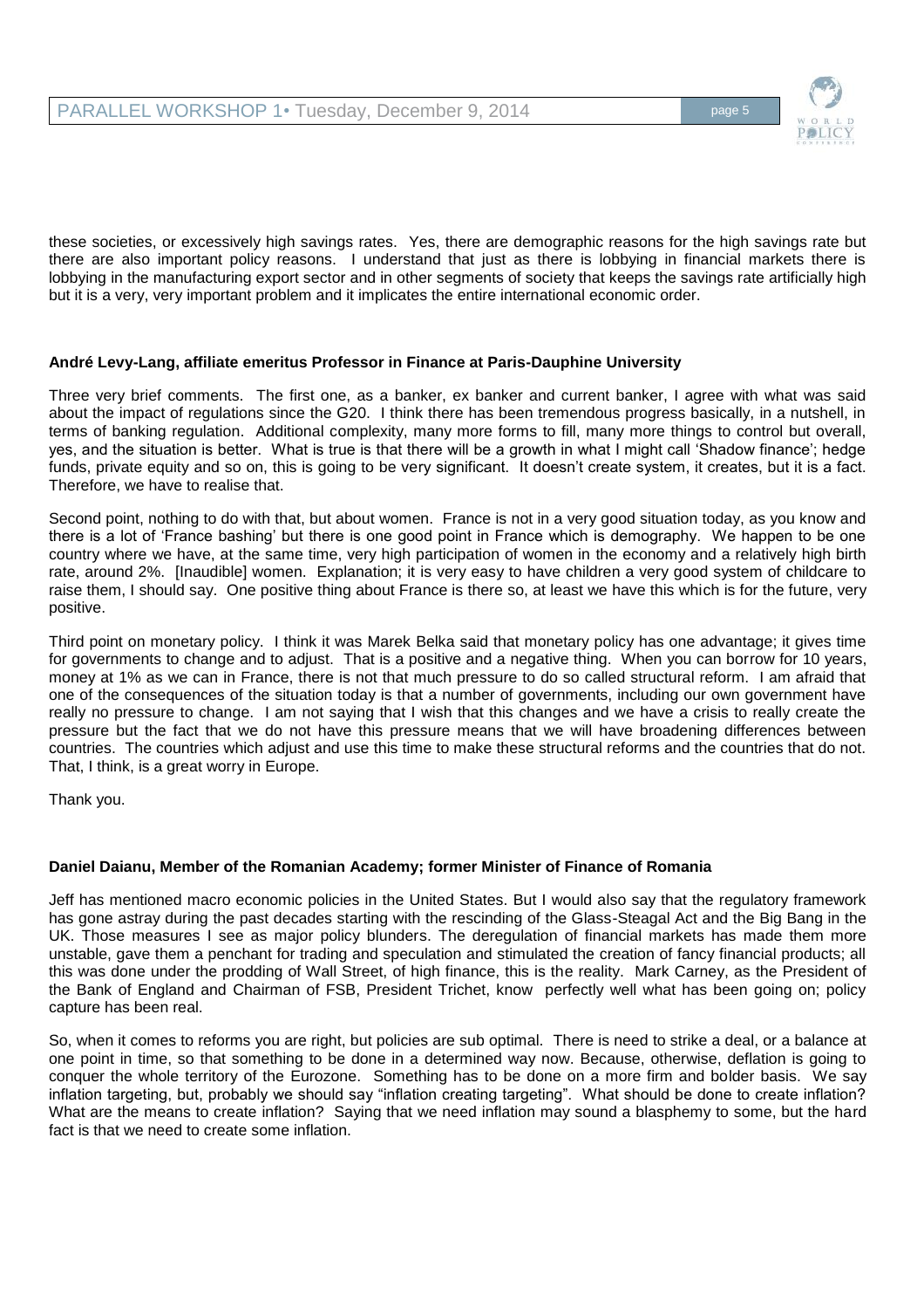these societies, or excessively high savings rates. Yes, there are demographic reasons for the high savings rate but there are also important policy reasons. I understand that just as there is lobbying in financial markets there is lobbying in the manufacturing export sector and in other segments of society that keeps the savings rate artificially high but it is a very, very important problem and it implicates the entire international economic order.

**André Levy-Lang, affiliate emeritus Professor in Finance at Paris-Dauphine University**

Three very brief comments. The first one, as a banker, ex banker and current banker, I agree with what was said about the impact of regulations since the G20. I think there has been tremendous progress basically, in a nutshell, in terms of banking regulation. Additional complexity, many more forms to fill, many more things to control but overall, yes, and the situation is better. What is true is that there will be a growth in what I might call 'Shadow finance'; hedge funds, private equity and so on, this is going to be very significant. It doesn't create system, it creates, but it is a fact. Therefore, we have to realise that.

Second point, nothing to do with that, but about women. France is not in a very good situation today, as you know and there is a lot of 'France bashing' but there is one good point in France which is demography. We happen to be one country where we have, at the same time, very high participation of women in the economy and a relatively high birth rate, around 2%. [Inaudible] women. Explanation; it is very easy to have children a very good system of childcare to raise them, I should say. One positive thing about France is there so, at least we have this which is for the future, very positive.

Third point on monetary policy. I think it was Marek Belka said that monetary policy has one advantage; it gives time for governments to change and to adjust. That is a positive and a negative thing. When you can borrow for 10 years, money at 1% as we can in France, there is not that much pressure to do so called structural reform. I am afraid that one of the consequences of the situation today is that a number of governments, including our own government have really no pressure to change. I am not saying that I wish that this changes and we have a crisis to really create the pressure but the fact that we do not have this pressure means that we will have broadening differences between countries. The countries which adjust and use this time to make these structural reforms and the countries that do not. That, I think, is a great worry in Europe.

Thank you.

**Daniel Daianu, Member of the Romanian Academy; former Minister of Finance of Romania**

Jeff has mentioned macro economic policies in the United States. But I would also say that the regulatory framework has gone astray during the past decades starting with the rescinding of the Glass-Steagal Act and the Big Bang in the UK. Those measures I see as major policy blunders. The deregulation of financial markets has made them more unstable, gave them a penchant for trading and speculation and stimulated the creation of fancy financial products; all this was done under the prodding of Wall Street, of high finance, this is the reality. Mark Carney, as the President of the Bank of England and Chairman of FSB, President Trichet, know perfectly well what has been going on; policy capture has been real.

So, when it comes to reforms you are right, but policies are sub optimal. There is need to strike a deal, or a balance at one point in time, so that something to be done in a determined way now. Because, otherwise, deflation is going to conquer the whole territory of the Eurozone. Something has to be done on a more firm and bolder basis. We say inflation targeting, but, probably we should say "inflation creating targeting". What should be done to create inflation? What are the means to create inflation? Saying that we need inflation may sound a blasphemy to some, but the hard fact is that we need to create some inflation.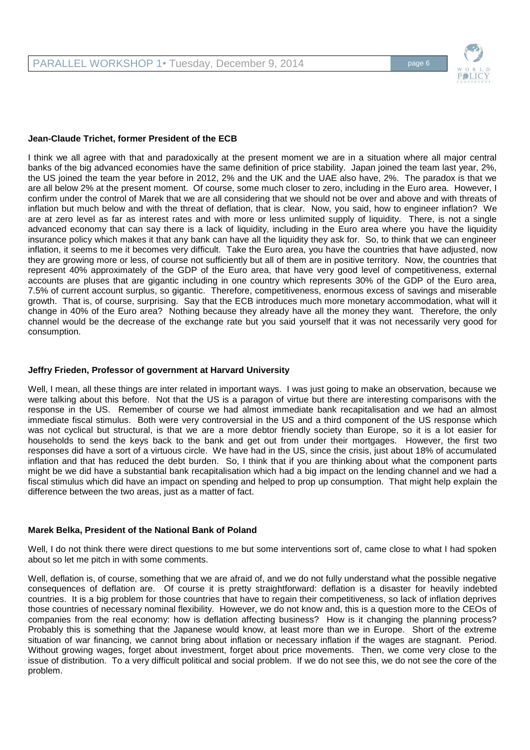**Jean-Claude Trichet, former President of the ECB**

I think we all agree with that and paradoxically at the present moment we are in a situation where all major central banks of the big advanced economies have the same definition of price stability. Japan joined the team last year, 2%, the US joined the team the year before in 2012, 2% and the UK and the UAE also have, 2%. The paradox is that we are all below 2% at the present moment. Of course, some much closer to zero, including in the Euro area. However, I confirm under the control of Marek that we are all considering that we should not be over and above and with threats of inflation but much below and with the threat of deflation, that is clear. Now, you said, how to engineer inflation? We are at zero level as far as interest rates and with more or less unlimited supply of liquidity. There, is not a single advanced economy that can say there is a lack of liquidity, including in the Euro area where you have the liquidity insurance policy which makes it that any bank can have all the liquidity they ask for. So, to think that we can engineer inflation, it seems to me it becomes very difficult. Take the Euro area, you have the countries that have adjusted, now they are growing more or less, of course not sufficiently but all of them are in positive territory. Now, the countries that represent 40% approximately of the GDP of the Euro area, that have very good level of competitiveness, external accounts are pluses that are gigantic including in one country which represents 30% of the GDP of the Euro area, 7.5% of current account surplus, so gigantic. Therefore, competitiveness, enormous excess of savings and miserable growth. That is, of course, surprising. Say that the ECB introduces much more monetary accommodation, what will it change in 40% of the Euro area? Nothing because they already have all the money they want. Therefore, the only channel would be the decrease of the exchange rate but you said yourself that it was not necessarily very good for consumption.

**Jeffry Frieden, Professor of government at Harvard University**

Well, I mean, all these things are inter related in important ways. I was just going to make an observation, because we were talking about this before. Not that the US is a paragon of virtue but there are interesting comparisons with the response in the US. Remember of course we had almost immediate bank recapitalisation and we had an almost immediate fiscal stimulus. Both were very controversial in the US and a third component of the US response which was not cyclical but structural, is that we are a more debtor friendly society than Europe, so it is a lot easier for households to send the keys back to the bank and get out from under their mortgages. However, the first two responses did have a sort of a virtuous circle. We have had in the US, since the crisis, just about 18% of accumulated inflation and that has reduced the debt burden. So, I think that if you are thinking about what the component parts might be we did have a substantial bank recapitalisation which had a big impact on the lending channel and we had a fiscal stimulus which did have an impact on spending and helped to prop up consumption. That might help explain the difference between the two areas, just as a matter of fact.

**Marek Belka, President of the National Bank of Poland**

Well, I do not think there were direct questions to me but some interventions sort of, came close to what I had spoken about so let me pitch in with some comments.

Well, deflation is, of course, something that we are afraid of, and we do not fully understand what the possible negative consequences of deflation are. Of course it is pretty straightforward: deflation is a disaster for heavily indebted countries. It is a big problem for those countries that have to regain their competitiveness, so lack of inflation deprives those countries of necessary nominal flexibility. However, we do not know and, this is a question more to the CEOs of companies from the real economy: how is deflation affecting business? How is it changing the planning process? Probably this is something that the Japanese would know, at least more than we in Europe. Short of the extreme situation of war financing, we cannot bring about inflation or necessary inflation if the wages are stagnant. Period. Without growing wages, forget about investment, forget about price movements. Then, we come very close to the issue of distribution. To a very difficult political and social problem. If we do not see this, we do not see the core of the problem.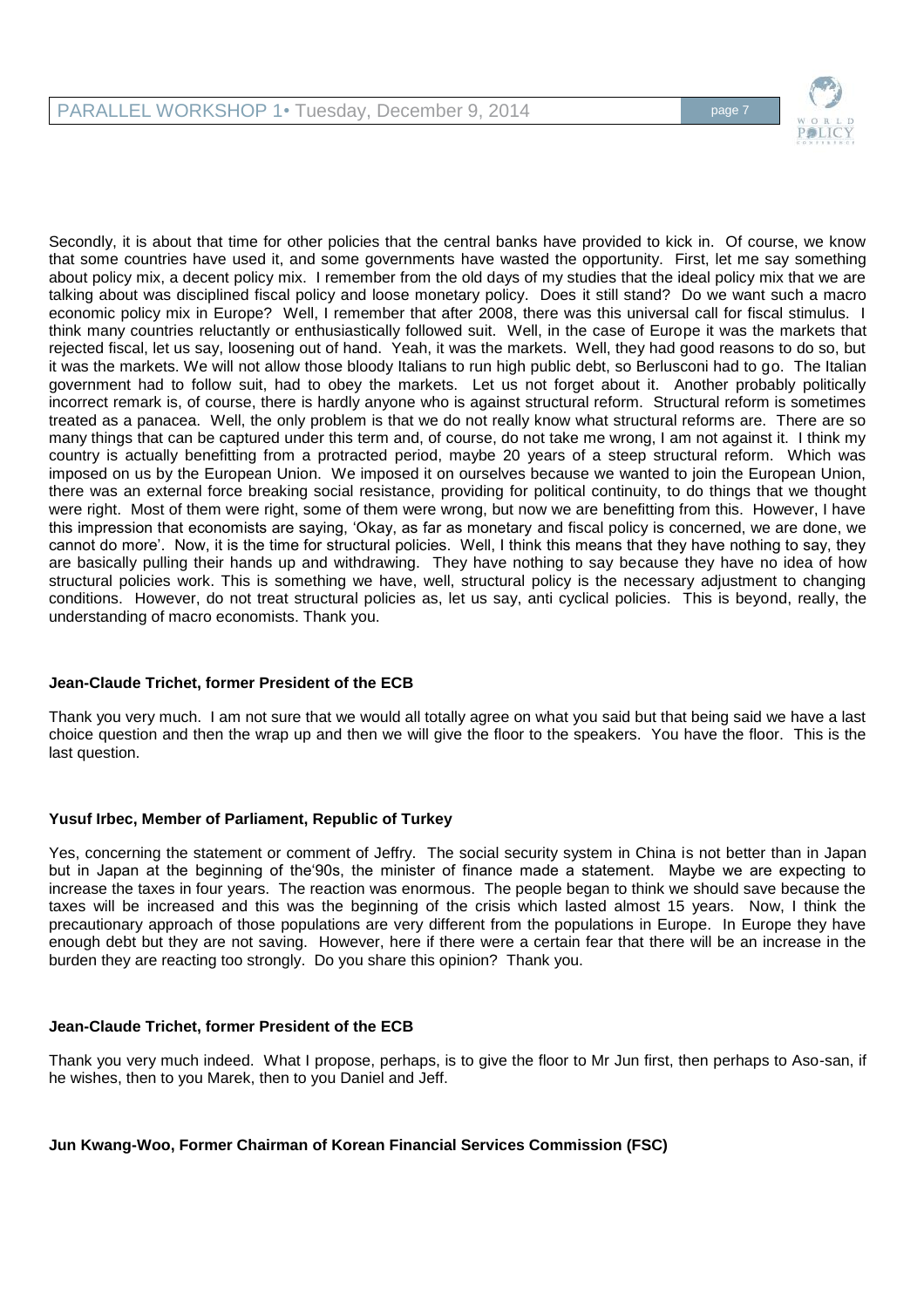Secondly, it is about that time for other policies that the central banks have provided to kick in. Of course, we know that some countries have used it, and some governments have wasted the opportunity. First, let me say something about policy mix, a decent policy mix. I remember from the old days of my studies that the ideal policy mix that we are talking about was disciplined fiscal policy and loose monetary policy. Does it still stand? Do we want such a macro economic policy mix in Europe? Well, I remember that after 2008, there was this universal call for fiscal stimulus. I think many countries reluctantly or enthusiastically followed suit. Well, in the case of Europe it was the markets that rejected fiscal, let us say, loosening out of hand. Yeah, it was the markets. Well, they had good reasons to do so, but it was the markets. We will not allow those bloody Italians to run high public debt, so Berlusconi had to go. The Italian government had to follow suit, had to obey the markets. Let us not forget about it. Another probably politically incorrect remark is, of course, there is hardly anyone who is against structural reform. Structural reform is sometimes treated as a panacea. Well, the only problem is that we do not really know what structural reforms are. There are so many things that can be captured under this term and, of course, do not take me wrong, I am not against it. I think my country is actually benefitting from a protracted period, maybe 20 years of a steep structural reform. Which was imposed on us by the European Union. We imposed it on ourselves because we wanted to join the European Union, there was an external force breaking social resistance, providing for political continuity, to do things that we thought were right. Most of them were right, some of them were wrong, but now we are benefitting from this. However, I have this impression that economists are saying, 'Okay, as far as monetary and fiscal policy is concerned, we are done, we cannot do more'. Now, it is the time for structural policies. Well, I think this means that they have nothing to say, they are basically pulling their hands up and withdrawing. They have nothing to say because they have no idea of how structural policies work. This is something we have, well, structural policy is the necessary adjustment to changing conditions. However, do not treat structural policies as, let us say, anti cyclical policies. This is beyond, really, the understanding of macro economists. Thank you.

**Jean-Claude Trichet, former President of the ECB**

Thank you very much. I am not sure that we would all totally agree on what you said but that being said we have a last choice question and then the wrap up and then we will give the floor to the speakers. You have the floor. This is the last question.

**Yusuf Irbec, Member of Parliament, Republic of Turkey**

Yes, concerning the statement or comment of Jeffry. The social security system in China is not better than in Japan but in Japan at the beginning of the'90s, the minister of finance made a statement. Maybe we are expecting to increase the taxes in four years. The reaction was enormous. The people began to think we should save because the taxes will be increased and this was the beginning of the crisis which lasted almost 15 years. Now, I think the precautionary approach of those populations are very different from the populations in Europe. In Europe they have enough debt but they are not saving. However, here if there were a certain fear that there will be an increase in the burden they are reacting too strongly. Do you share this opinion? Thank you.

**Jean-Claude Trichet, former President of the ECB**

Thank you very much indeed. What I propose, perhaps, is to give the floor to Mr Jun first, then perhaps to Aso-san, if he wishes, then to you Marek, then to you Daniel and Jeff.

**Jun Kwang-Woo, Former Chairman of Korean Financial Services Commission (FSC)**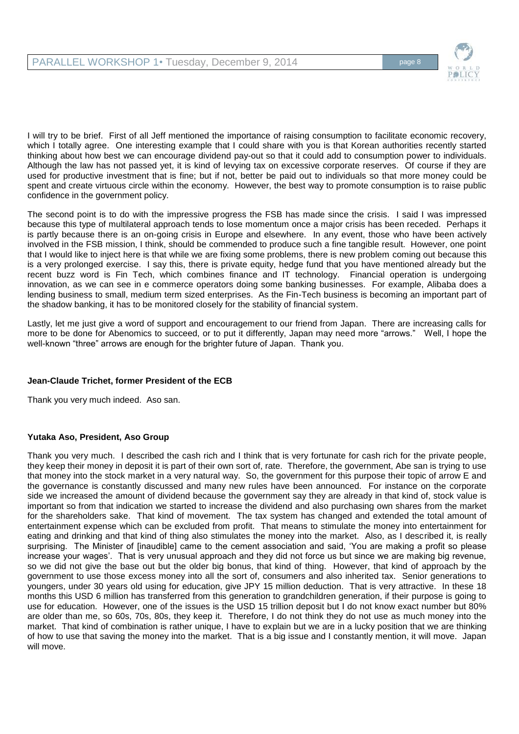I will try to be brief. First of all Jeff mentioned the importance of raising consumption to facilitate economic recovery, which I totally agree. One interesting example that I could share with you is that Korean authorities recently started thinking about how best we can encourage dividend pay-out so that it could add to consumption power to individuals. Although the law has not passed yet, it is kind of levying tax on excessive corporate reserves. Of course if they are used for productive investment that is fine; but if not, better be paid out to individuals so that more money could be spent and create virtuous circle within the economy. However, the best way to promote consumption is to raise public confidence in the government policy.

The second point is to do with the impressive progress the FSB has made since the crisis. I said I was impressed because this type of multilateral approach tends to lose momentum once a major crisis has been receded. Perhaps it is partly because there is an on-going crisis in Europe and elsewhere. In any event, those who have been actively involved in the FSB mission, I think, should be commended to produce such a fine tangible result. However, one point that I would like to inject here is that while we are fixing some problems, there is new problem coming out because this is a very prolonged exercise. I say this, there is private equity, hedge fund that you have mentioned already but the recent buzz word is Fin Tech, which combines finance and IT technology. Financial operation is undergoing innovation, as we can see in e commerce operators doing some banking businesses. For example, Alibaba does a lending business to small, medium term sized enterprises. As the Fin-Tech business is becoming an important part of the shadow banking, it has to be monitored closely for the stability of financial system.

Lastly, let me just give a word of support and encouragement to our friend from Japan. There are increasing calls for more to be done for Abenomics to succeed, or to put it differently, Japan may need more "arrows." Well, I hope the well-known "three" arrows are enough for the brighter future of Japan. Thank you.

**Jean-Claude Trichet, former President of the ECB**

Thank you very much indeed. Aso san.

**Yutaka Aso, President, Aso Group**

Thank you very much. I described the cash rich and I think that is very fortunate for cash rich for the private people, they keep their money in deposit it is part of their own sort of, rate. Therefore, the government, Abe san is trying to use that money into the stock market in a very natural way. So, the government for this purpose their topic of arrow E and the governance is constantly discussed and many new rules have been announced. For instance on the corporate side we increased the amount of dividend because the government say they are already in that kind of, stock value is important so from that indication we started to increase the dividend and also purchasing own shares from the market for the shareholders sake. That kind of movement. The tax system has changed and extended the total amount of entertainment expense which can be excluded from profit. That means to stimulate the money into entertainment for eating and drinking and that kind of thing also stimulates the money into the market. Also, as I described it, is really surprising. The Minister of [inaudible] came to the cement association and said, 'You are making a profit so please increase your wages'. That is very unusual approach and they did not force us but since we are making big revenue, so we did not give the base out but the older big bonus, that kind of thing. However, that kind of approach by the government to use those excess money into all the sort of, consumers and also inherited tax. Senior generations to youngers, under 30 years old using for education, give JPY 15 million deduction. That is very attractive. In these 18 months this USD 6 million has transferred from this generation to grandchildren generation, if their purpose is going to use for education. However, one of the issues is the USD 15 trillion deposit but I do not know exact number but 80% are older than me, so 60s, 70s, 80s, they keep it. Therefore, I do not think they do not use as much money into the market. That kind of combination is rather unique, I have to explain but we are in a lucky position that we are thinking of how to use that saving the money into the market. That is a big issue and I constantly mention, it will move. Japan will move.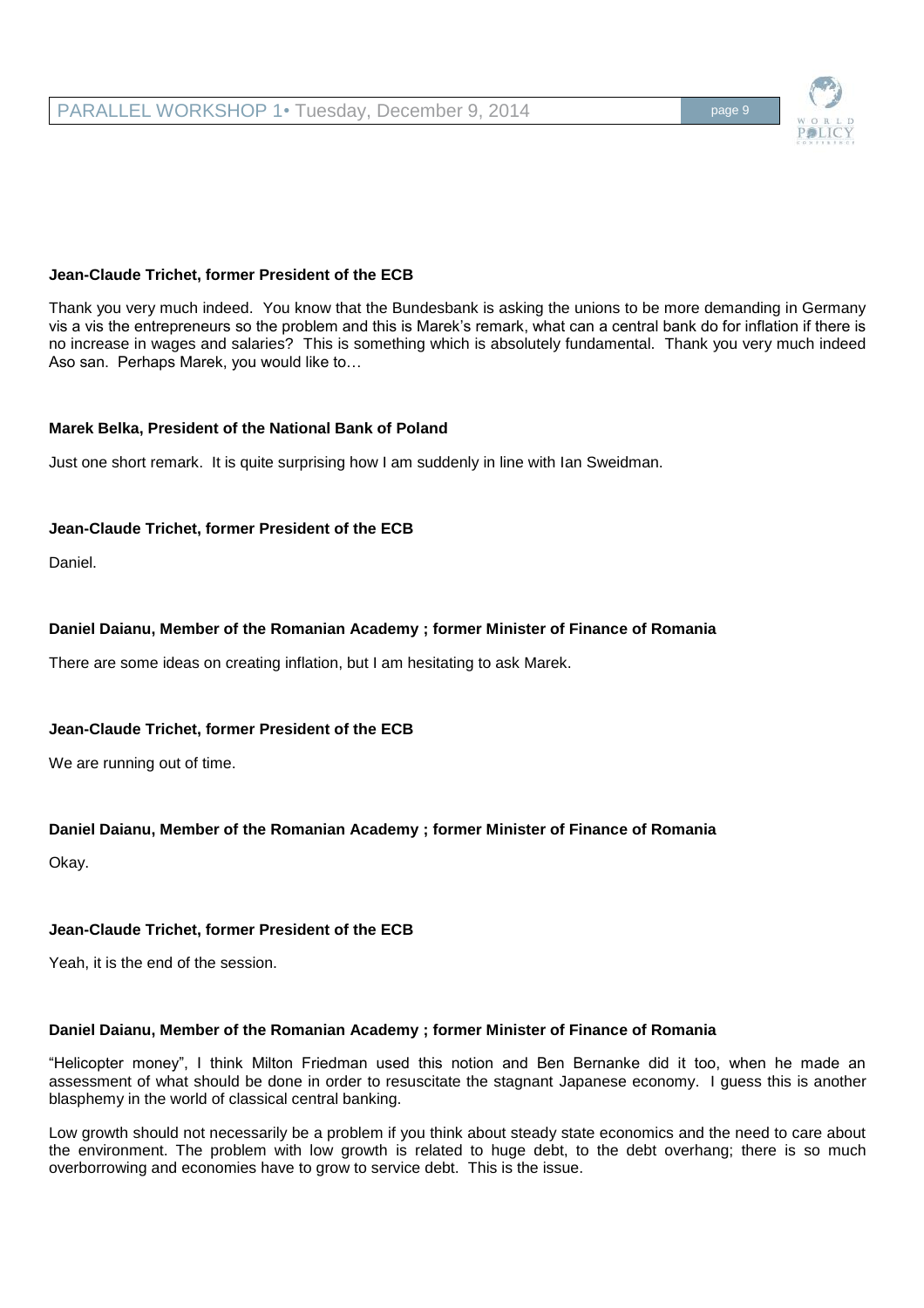**Jean-Claude Trichet, former President of the ECB**

Thank you very much indeed. You know that the Bundesbank is asking the unions to be more demanding in Germany vis a vis the entrepreneurs so the problem and this is Marek's remark, what can a central bank do for inflation if there is no increase in wages and salaries? This is something which is absolutely fundamental. Thank you very much indeed Aso san. Perhaps Marek, you would like to…

**Marek Belka, President of the National Bank of Poland**

Just one short remark. It is quite surprising how I am suddenly in line with Ian Sweidman.

**Jean-Claude Trichet, former President of the ECB**

Daniel.

**Daniel Daianu, Member of the Romanian Academy ; former Minister of Finance of Romania**

There are some ideas on creating inflation, but I am hesitating to ask Marek.

**Jean-Claude Trichet, former President of the ECB**

We are running out of time.

**Daniel Daianu, Member of the Romanian Academy ; former Minister of Finance of Romania**

Okay.

**Jean-Claude Trichet, former President of the ECB**

Yeah, it is the end of the session.

**Daniel Daianu, Member of the Romanian Academy ; former Minister of Finance of Romania**

"Helicopter money", I think Milton Friedman used this notion and Ben Bernanke did it too, when he made an assessment of what should be done in order to resuscitate the stagnant Japanese economy. I guess this is another blasphemy in the world of classical central banking.

Low growth should not necessarily be a problem if you think about steady state economics and the need to care about the environment. The problem with low growth is related to huge debt, to the debt overhang; there is so much overborrowing and economies have to grow to service debt. This is the issue.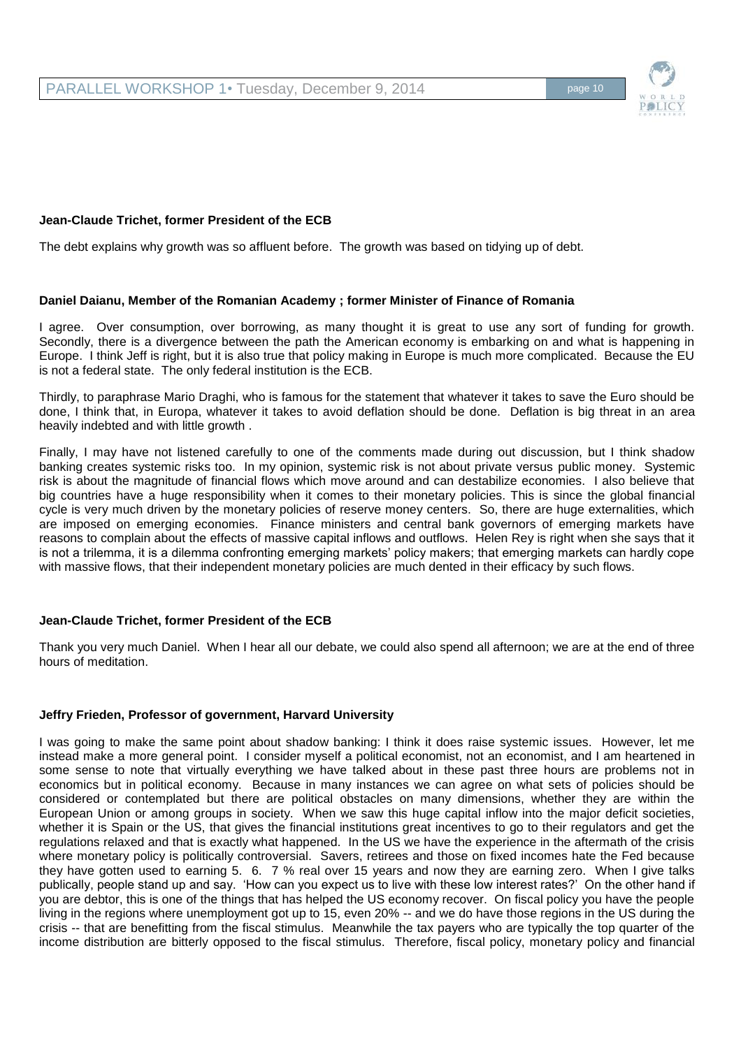**Jean-Claude Trichet, former President of the ECB**

The debt explains why growth was so affluent before. The growth was based on tidying up of debt.

**Daniel Daianu, Member of the Romanian Academy ; former Minister of Finance of Romania**

I agree. Over consumption, over borrowing, as many thought it is great to use any sort of funding for growth. Secondly, there is a divergence between the path the American economy is embarking on and what is happening in Europe. I think Jeff is right, but it is also true that policy making in Europe is much more complicated. Because the EU is not a federal state. The only federal institution is the ECB.

Thirdly, to paraphrase Mario Draghi, who is famous for the statement that whatever it takes to save the Euro should be done, I think that, in Europa, whatever it takes to avoid deflation should be done. Deflation is big threat in an area heavily indebted and with little growth .

Finally, I may have not listened carefully to one of the comments made during out discussion, but I think shadow banking creates systemic risks too. In my opinion, systemic risk is not about private versus public money. Systemic risk is about the magnitude of financial flows which move around and can destabilize economies. I also believe that big countries have a huge responsibility when it comes to their monetary policies. This is since the global financial cycle is very much driven by the monetary policies of reserve money centers. So, there are huge externalities, which are imposed on emerging economies. Finance ministers and central bank governors of emerging markets have reasons to complain about the effects of massive capital inflows and outflows. Helen Rey is right when she says that it is not a trilemma, it is a dilemma confronting emerging markets' policy makers; that emerging markets can hardly cope with massive flows, that their independent monetary policies are much dented in their efficacy by such flows.

**Jean-Claude Trichet, former President of the ECB**

Thank you very much Daniel. When I hear all our debate, we could also spend all afternoon; we are at the end of three hours of meditation.

**Jeffry Frieden, Professor of government, Harvard University**

I was going to make the same point about shadow banking: I think it does raise systemic issues. However, let me instead make a more general point. I consider myself a political economist, not an economist, and I am heartened in some sense to note that virtually everything we have talked about in these past three hours are problems not in economics but in political economy. Because in many instances we can agree on what sets of policies should be considered or contemplated but there are political obstacles on many dimensions, whether they are within the European Union or among groups in society. When we saw this huge capital inflow into the major deficit societies, whether it is Spain or the US, that gives the financial institutions great incentives to go to their regulators and get the regulations relaxed and that is exactly what happened. In the US we have the experience in the aftermath of the crisis where monetary policy is politically controversial. Savers, retirees and those on fixed incomes hate the Fed because they have gotten used to earning 5. 6. 7 % real over 15 years and now they are earning zero. When I give talks publically, people stand up and say. 'How can you expect us to live with these low interest rates?' On the other hand if you are debtor, this is one of the things that has helped the US economy recover. On fiscal policy you have the people living in the regions where unemployment got up to 15, even 20% -- and we do have those regions in the US during the crisis -- that are benefitting from the fiscal stimulus. Meanwhile the tax payers who are typically the top quarter of the income distribution are bitterly opposed to the fiscal stimulus. Therefore, fiscal policy, monetary policy and financial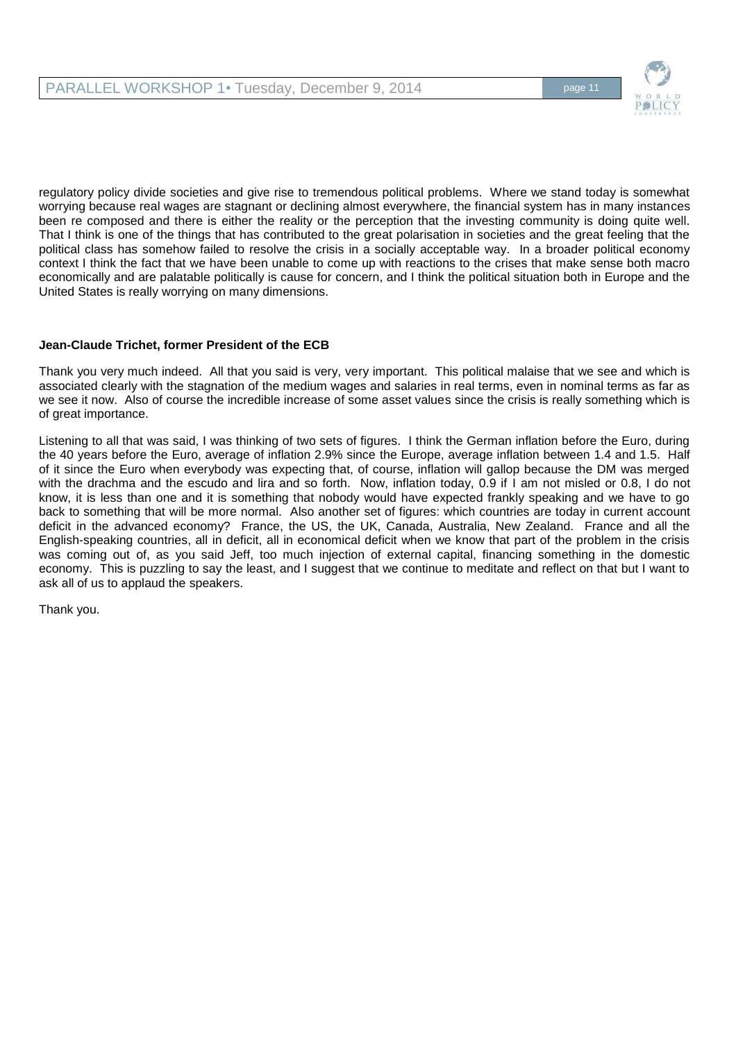regulatory policy divide societies and give rise to tremendous political problems. Where we stand today is somewhat worrying because real wages are stagnant or declining almost everywhere, the financial system has in many instances been re composed and there is either the reality or the perception that the investing community is doing quite well. That I think is one of the things that has contributed to the great polarisation in societies and the great feeling that the political class has somehow failed to resolve the crisis in a socially acceptable way. In a broader political economy context I think the fact that we have been unable to come up with reactions to the crises that make sense both macro economically and are palatable politically is cause for concern, and I think the political situation both in Europe and the United States is really worrying on many dimensions.

**Jean-Claude Trichet, former President of the ECB**

Thank you very much indeed. All that you said is very, very important. This political malaise that we see and which is associated clearly with the stagnation of the medium wages and salaries in real terms, even in nominal terms as far as we see it now. Also of course the incredible increase of some asset values since the crisis is really something which is of great importance.

Listening to all that was said, I was thinking of two sets of figures. I think the German inflation before the Euro, during the 40 years before the Euro, average of inflation 2.9% since the Europe, average inflation between 1.4 and 1.5. Half of it since the Euro when everybody was expecting that, of course, inflation will gallop because the DM was merged with the drachma and the escudo and lira and so forth. Now, inflation today, 0.9 if I am not misled or 0.8, I do not know, it is less than one and it is something that nobody would have expected frankly speaking and we have to go back to something that will be more normal. Also another set of figures: which countries are today in current account deficit in the advanced economy? France, the US, the UK, Canada, Australia, New Zealand. France and all the English-speaking countries, all in deficit, all in economical deficit when we know that part of the problem in the crisis was coming out of, as you said Jeff, too much injection of external capital, financing something in the domestic economy. This is puzzling to say the least, and I suggest that we continue to meditate and reflect on that but I want to ask all of us to applaud the speakers.

Thank you.